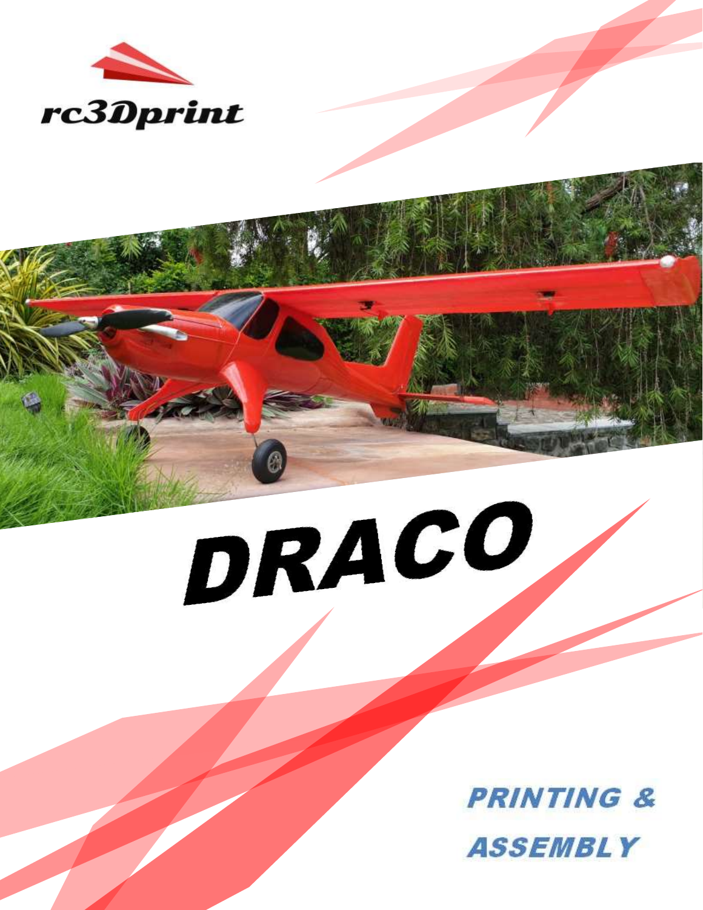rc3Dprint

# DRACO

**PRINTING & ASSEMBLY**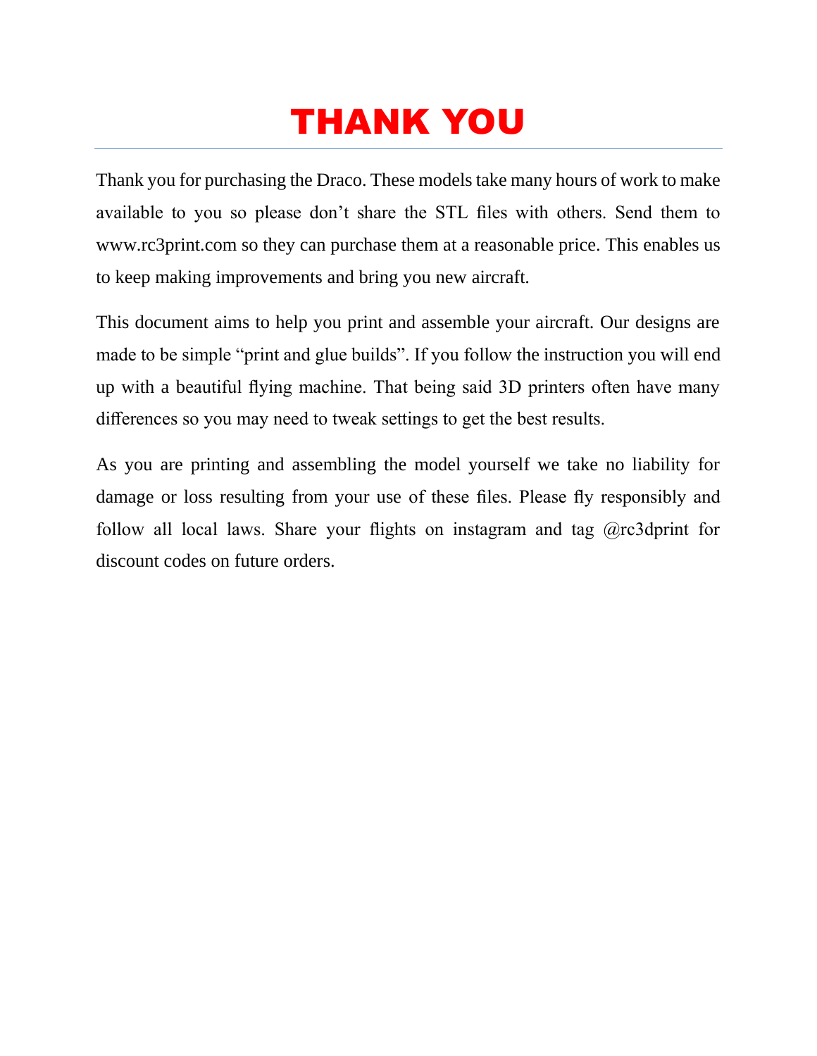# THANK YOU

Thank you for purchasing the Draco. These models take many hours of work to make available to you so please don't share the STL files with others. Send them to www.rc3print.com so they can purchase them at a reasonable price. This enables us to keep making improvements and bring you new aircraft.

This document aims to help you print and assemble your aircraft. Our designs are made to be simple "print and glue builds". If you follow the instruction you will end up with a beautiful flying machine. That being said 3D printers often have many differences so you may need to tweak settings to get the best results.

As you are printing and assembling the model yourself we take no liability for damage or loss resulting from your use of these files. Please fly responsibly and follow all local laws. Share your flights on instagram and tag @rc3dprint for discount codes on future orders.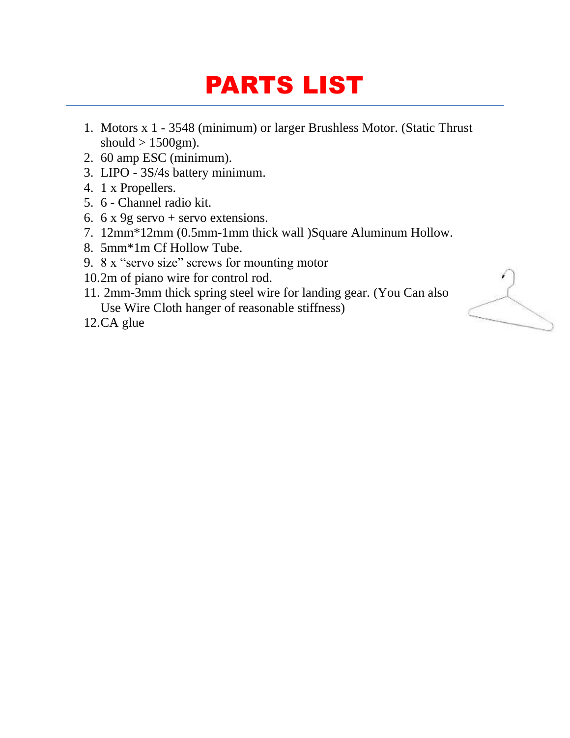# PARTS LIST

1. Motors x 1 - 3548 (minimum) or larger Brushless Motor. (Static Thrust should > 1500gm).
2. 60 amp ESC (minimum).
3. LIPO - 3S/4s battery minimum.
4. 1 x Propellers.
5. 6 - Channel radio kit.
6. 6 x 9g servo + servo extensions.
7. 12mm*12mm (0.5mm-1mm thick wall )Square Aluminum Hollow.
8. 5mm*1m Cf Hollow Tube.
9. 8 x "servo size" screws for mounting motor
10. 2m of piano wire for control rod.
11. 2mm-3mm thick spring steel wire for landing gear. (You Can also Use Wire Cloth hanger of reasonable stiffness)
12. CA glue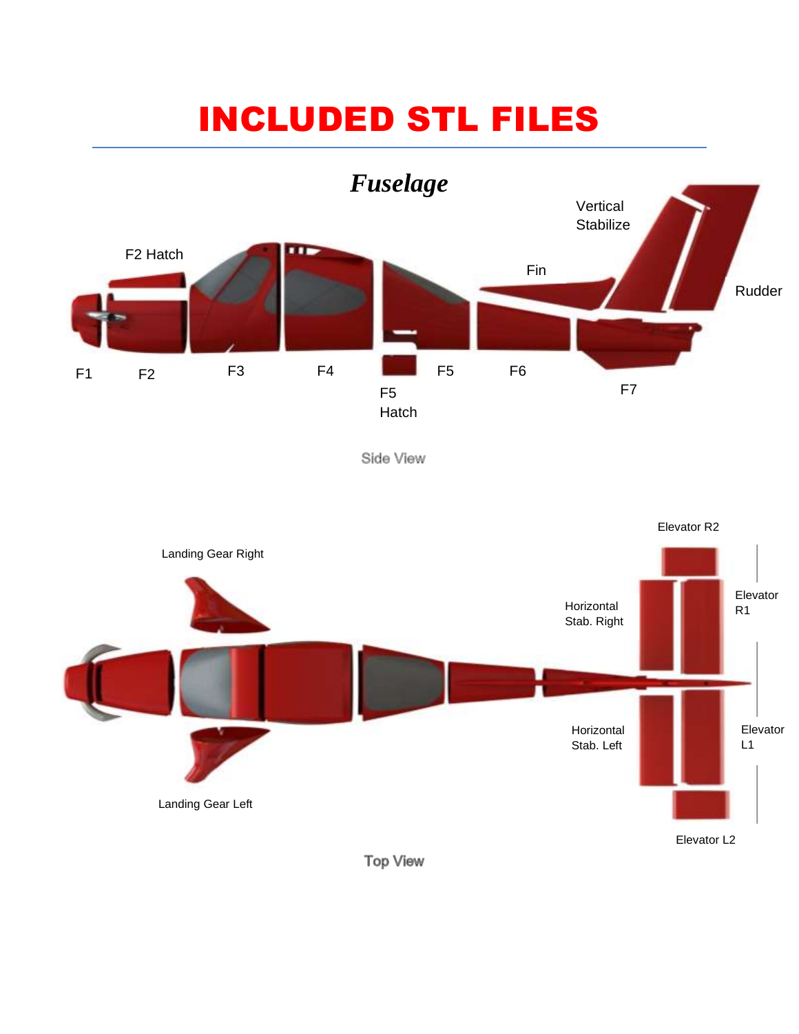# INCLUDED STL FILES

## *Fuselage*

Vertical Stabilize

F2 Hatch

Fin

Rudder

F1 F2 F3 F4 F5 F6 F7

F5 Hatch

Side View

Elevator R2

Landing Gear Right

Elevator R1

Horizontal Stab. Right

Horizontal Stab. Left

Elevator L1

Landing Gear Left

Elevator L2

Top View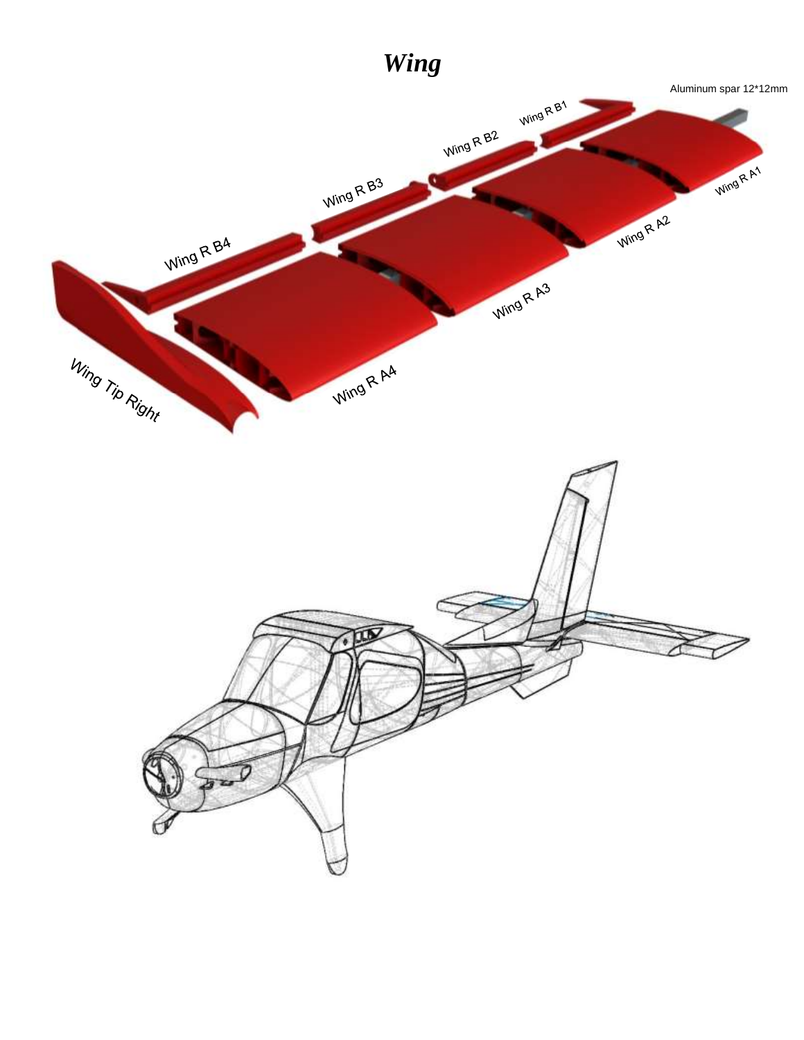# *Wing*

Aluminum spar 12*12mm

Wing R B1

Wing R B2

Wing R B3

Wing R B4

Wing R A1

Wing R A2

Wing R A3

Wing R A4

Wing Tip Right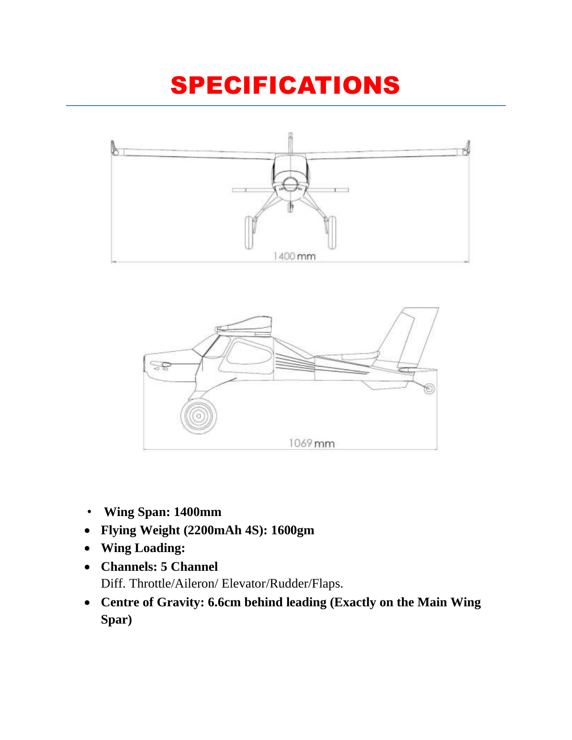# SPECIFICATIONS

- **Wing Span: 1400mm**
- **Flying Weight (2200mAh 4S): 1600gm**
- **Wing Loading:**
- **Channels: 5 Channel**
  Diff. Throttle/Aileron/ Elevator/Rudder/Flaps.
- **Centre of Gravity: 6.6cm behind leading (Exactly on the Main Wing Spar)**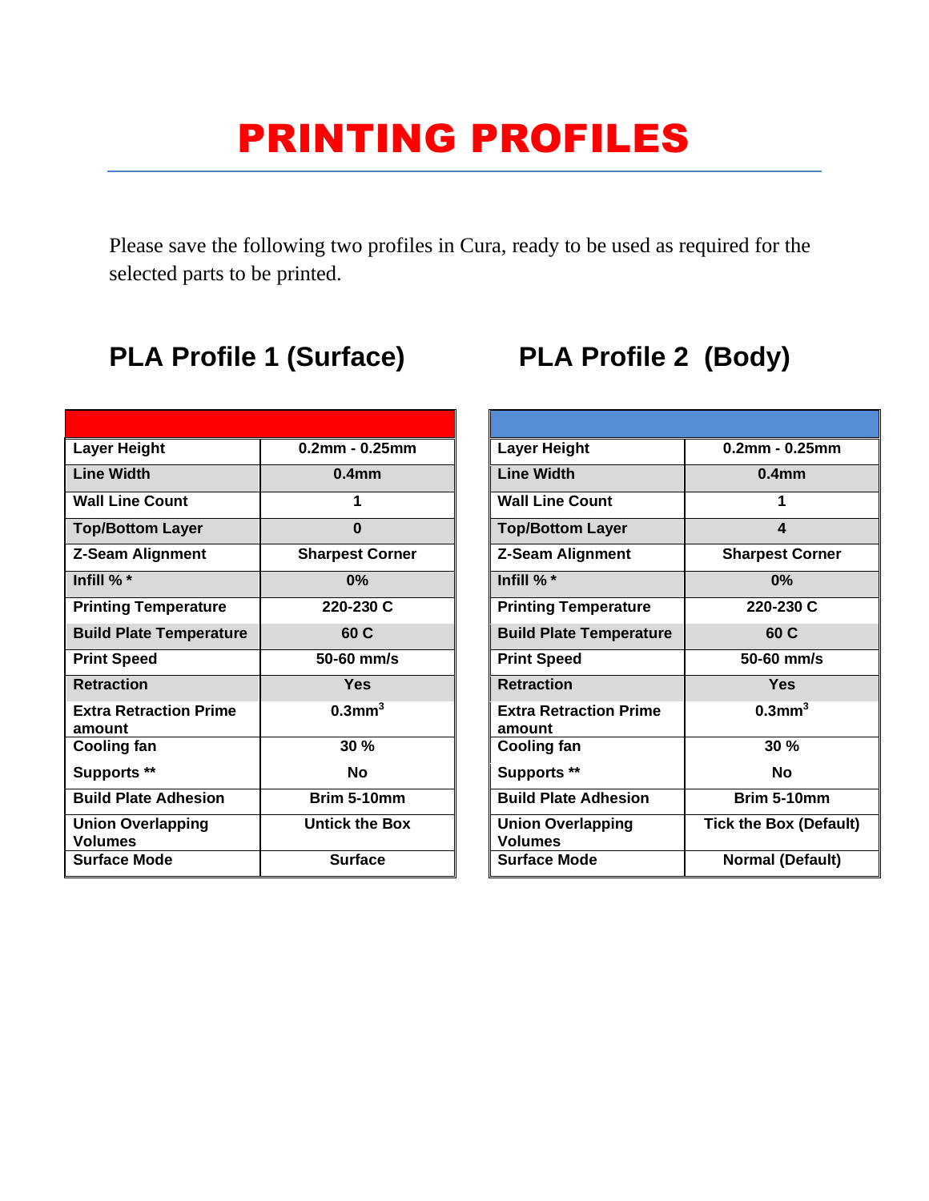# PRINTING PROFILES

Please save the following two profiles in Cura, ready to be used as required for the selected parts to be printed.

## PLA Profile 1 (Surface)

| | |
|---|---|
| **Layer Height** | **0.2mm - 0.25mm** |
| **Line Width** | **0.4mm** |
| **Wall Line Count** | **1** |
| **Top/Bottom Layer** | **0** |
| **Z-Seam Alignment** | **Sharpest Corner** |
| **Infill % *** | **0%** |
| **Printing Temperature** | **220-230 C** |
| **Build Plate Temperature** | **60 C** |
| **Print Speed** | **50-60 mm/s** |
| **Retraction** | **Yes** |
| **Extra Retraction Prime amount** | **0.3mm$^3$** |
| **Cooling fan** | **30 %** |
| **Supports **** | **No** |
| **Build Plate Adhesion** | **Brim 5-10mm** |
| **Union Overlapping Volumes** | **Untick the Box** |
| **Surface Mode** | **Surface** |

## PLA Profile 2 (Body)

| | |
|---|---|
| **Layer Height** | **0.2mm - 0.25mm** |
| **Line Width** | **0.4mm** |
| **Wall Line Count** | **1** |
| **Top/Bottom Layer** | **4** |
| **Z-Seam Alignment** | **Sharpest Corner** |
| **Infill % *** | **0%** |
| **Printing Temperature** | **220-230 C** |
| **Build Plate Temperature** | **60 C** |
| **Print Speed** | **50-60 mm/s** |
| **Retraction** | **Yes** |
| **Extra Retraction Prime amount** | **0.3mm$^3$** |
| **Cooling fan** | **30 %** |
| **Supports **** | **No** |
| **Build Plate Adhesion** | **Brim 5-10mm** |
| **Union Overlapping Volumes** | **Tick the Box (Default)** |
| **Surface Mode** | **Normal (Default)** |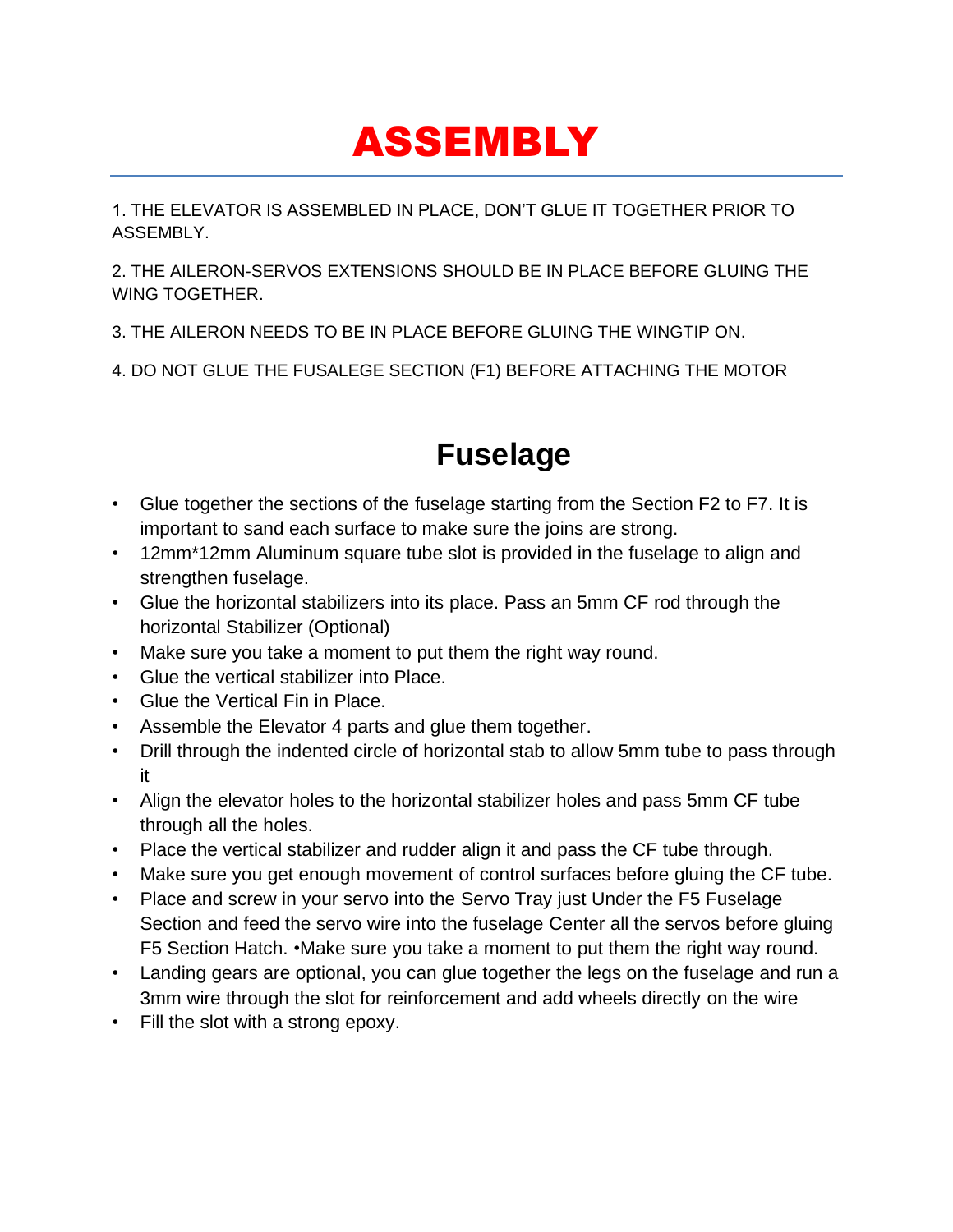# ASSEMBLY

1. THE ELEVATOR IS ASSEMBLED IN PLACE, DON'T GLUE IT TOGETHER PRIOR TO ASSEMBLY.

2. THE AILERON-SERVOS EXTENSIONS SHOULD BE IN PLACE BEFORE GLUING THE WING TOGETHER.

3. THE AILERON NEEDS TO BE IN PLACE BEFORE GLUING THE WINGTIP ON.

4. DO NOT GLUE THE FUSALEGE SECTION (F1) BEFORE ATTACHING THE MOTOR

## Fuselage

- Glue together the sections of the fuselage starting from the Section F2 to F7. It is important to sand each surface to make sure the joins are strong.
- 12mm*12mm Aluminum square tube slot is provided in the fuselage to align and strengthen fuselage.
- Glue the horizontal stabilizers into its place. Pass an 5mm CF rod through the horizontal Stabilizer (Optional)
- Make sure you take a moment to put them the right way round.
- Glue the vertical stabilizer into Place.
- Glue the Vertical Fin in Place.
- Assemble the Elevator 4 parts and glue them together.
- Drill through the indented circle of horizontal stab to allow 5mm tube to pass through it
- Align the elevator holes to the horizontal stabilizer holes and pass 5mm CF tube through all the holes.
- Place the vertical stabilizer and rudder align it and pass the CF tube through.
- Make sure you get enough movement of control surfaces before gluing the CF tube.
- Place and screw in your servo into the Servo Tray just Under the F5 Fuselage Section and feed the servo wire into the fuselage Center all the servos before gluing F5 Section Hatch. •Make sure you take a moment to put them the right way round.
- Landing gears are optional, you can glue together the legs on the fuselage and run a 3mm wire through the slot for reinforcement and add wheels directly on the wire
- Fill the slot with a strong epoxy.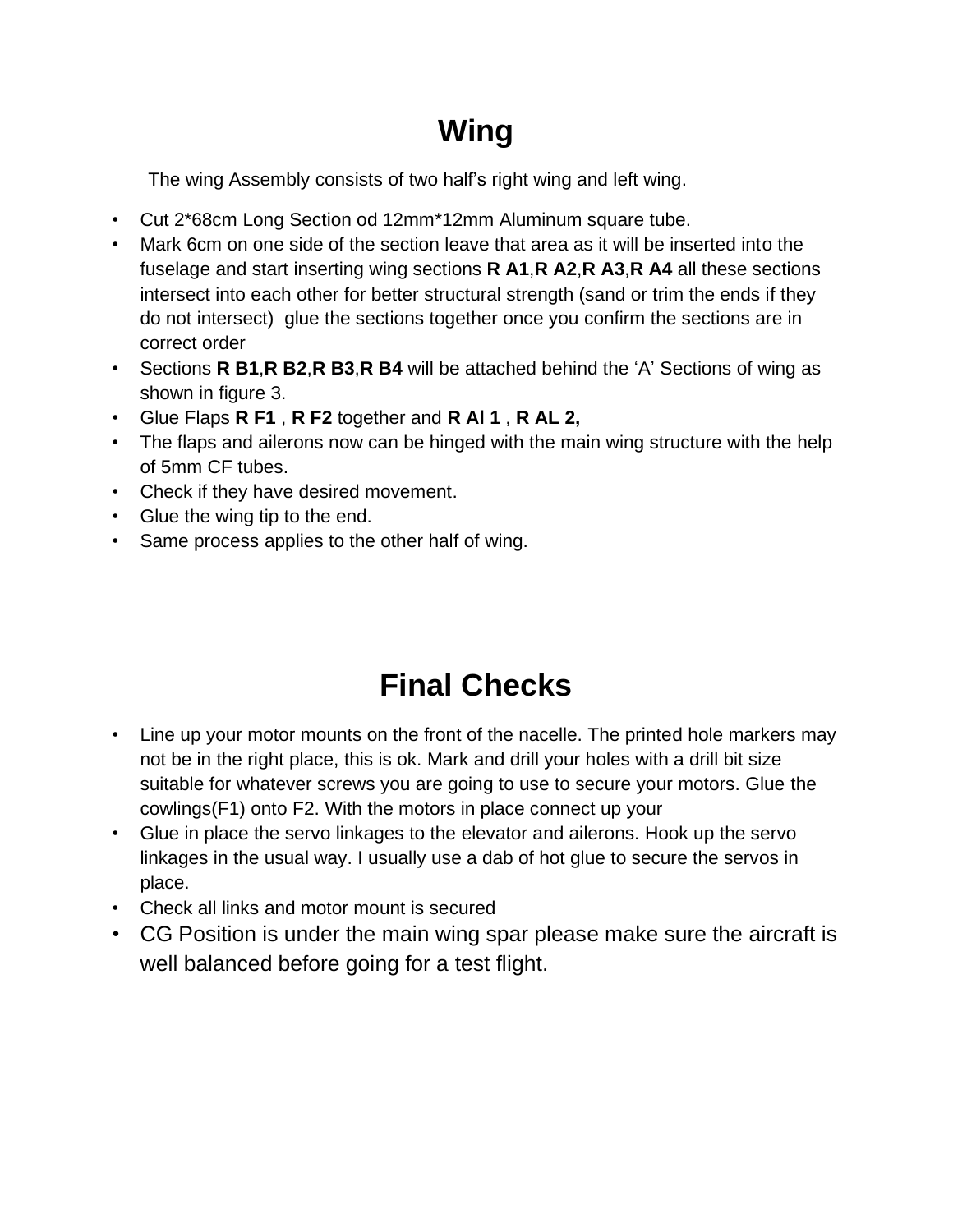# Wing

The wing Assembly consists of two half's right wing and left wing.

- Cut 2*68cm Long Section od 12mm*12mm Aluminum square tube.
- Mark 6cm on one side of the section leave that area as it will be inserted into the fuselage and start inserting wing sections **R A1**,**R A2**,**R A3**,**R A4** all these sections intersect into each other for better structural strength (sand or trim the ends if they do not intersect) glue the sections together once you confirm the sections are in correct order
- Sections **R B1**,**R B2**,**R B3**,**R B4** will be attached behind the 'A' Sections of wing as shown in figure 3.
- Glue Flaps **R F1** , **R F2** together and **R Al 1** , **R AL 2,**
- The flaps and ailerons now can be hinged with the main wing structure with the help of 5mm CF tubes.
- Check if they have desired movement.
- Glue the wing tip to the end.
- Same process applies to the other half of wing.

# Final Checks

- Line up your motor mounts on the front of the nacelle. The printed hole markers may not be in the right place, this is ok. Mark and drill your holes with a drill bit size suitable for whatever screws you are going to use to secure your motors. Glue the cowlings(F1) onto F2. With the motors in place connect up your
- Glue in place the servo linkages to the elevator and ailerons. Hook up the servo linkages in the usual way. I usually use a dab of hot glue to secure the servos in place.
- Check all links and motor mount is secured
- CG Position is under the main wing spar please make sure the aircraft is well balanced before going for a test flight.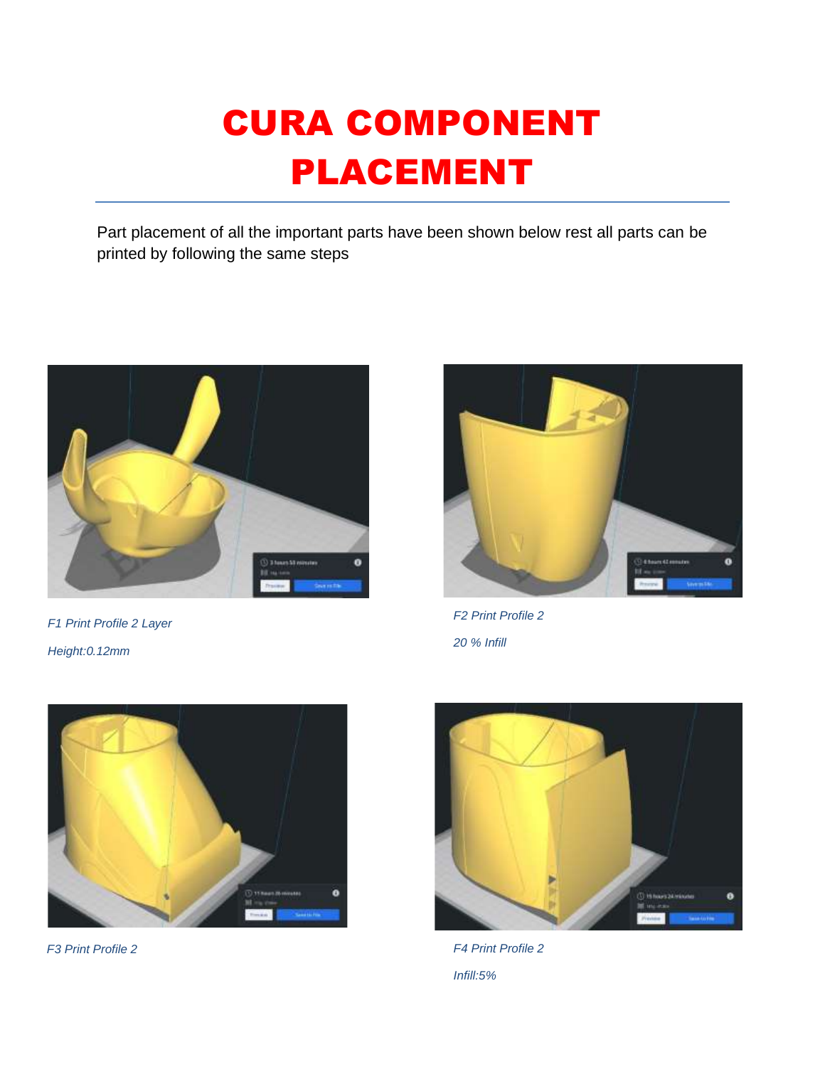# CURA COMPONENT PLACEMENT

Part placement of all the important parts have been shown below rest all parts can be printed by following the same steps

*F1 Print Profile 2 Layer Height:0.12mm*

*F2 Print Profile 2*

*20 % Infill*

*F3 Print Profile 2*

*F4 Print Profile 2*

*Infill:5%*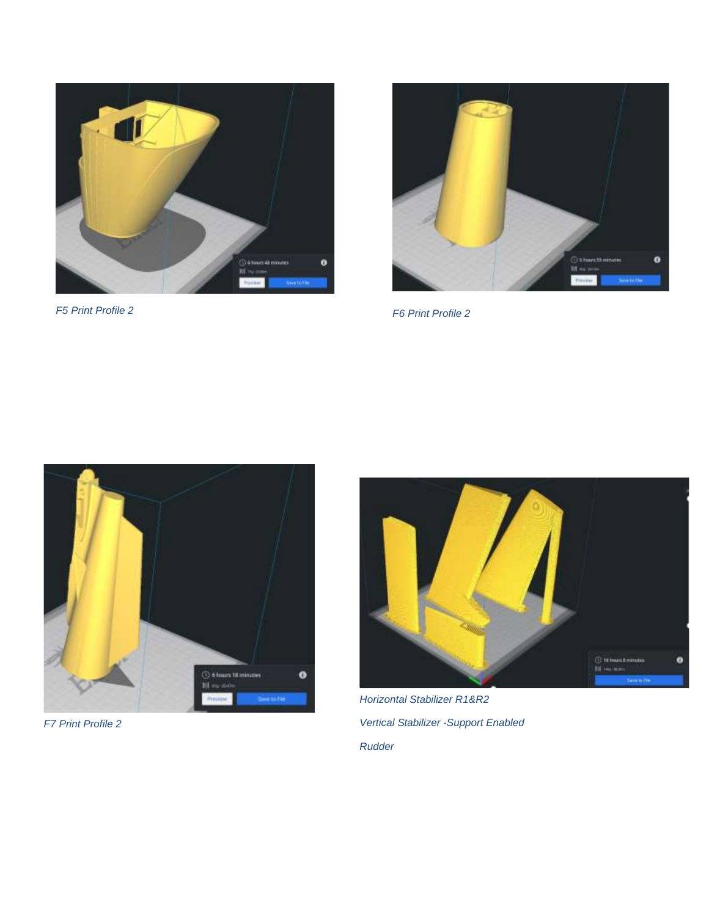F5 Print Profile 2

F6 Print Profile 2

F7 Print Profile 2

Horizontal Stabilizer R1&R2

Vertical Stabilizer -Support Enabled

Rudder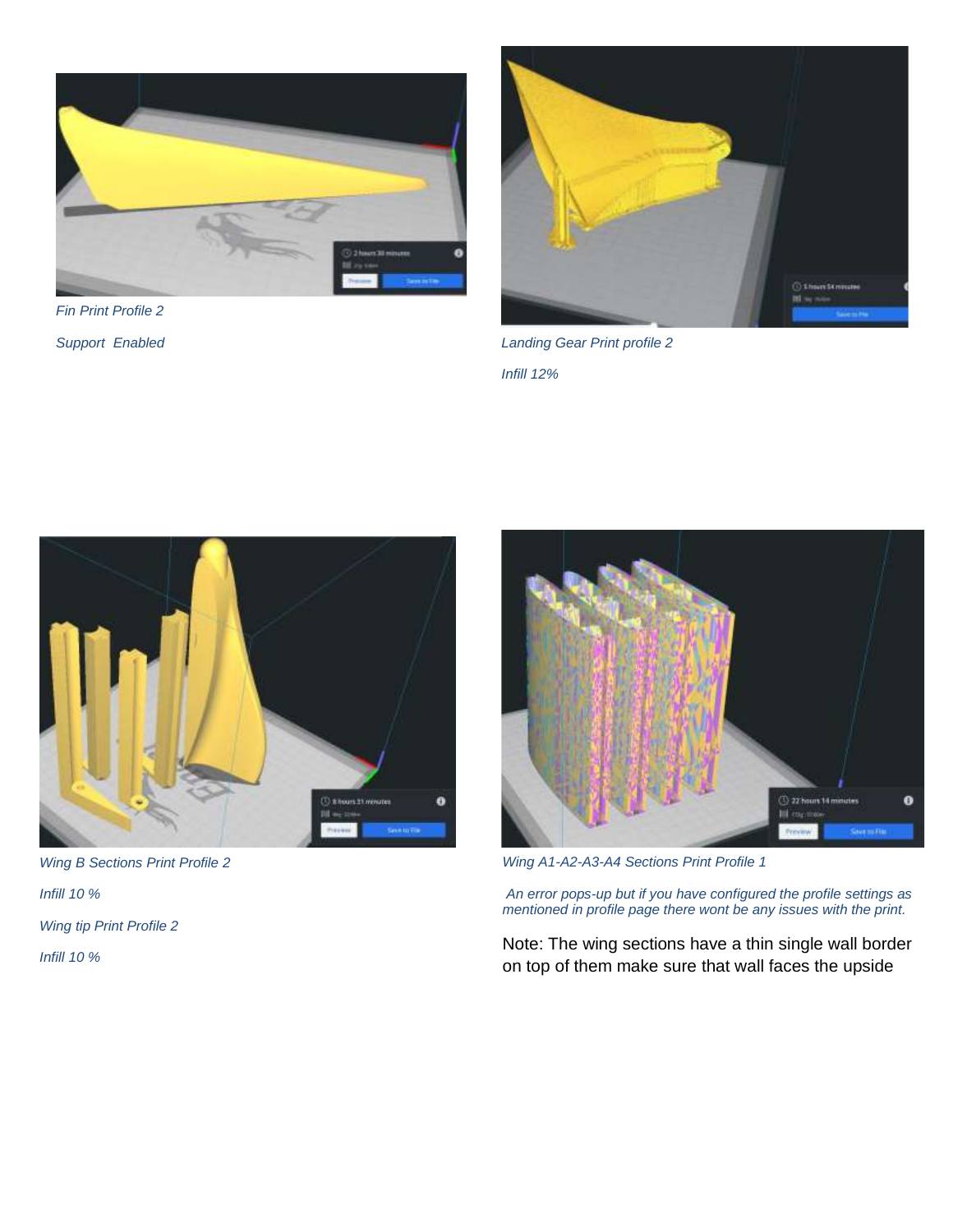*Fin Print Profile 2*

*Support Enabled*

*Landing Gear Print profile 2*

*Infill 12%*

*Wing B Sections Print Profile 2*

*Infill 10 %*

*Wing tip Print Profile 2*

*Infill 10 %*

*Wing A1-A2-A3-A4 Sections Print Profile 1*

*An error pops-up but if you have configured the profile settings as mentioned in profile page there wont be any issues with the print.*

Note: The wing sections have a thin single wall border on top of them make sure that wall faces the upside